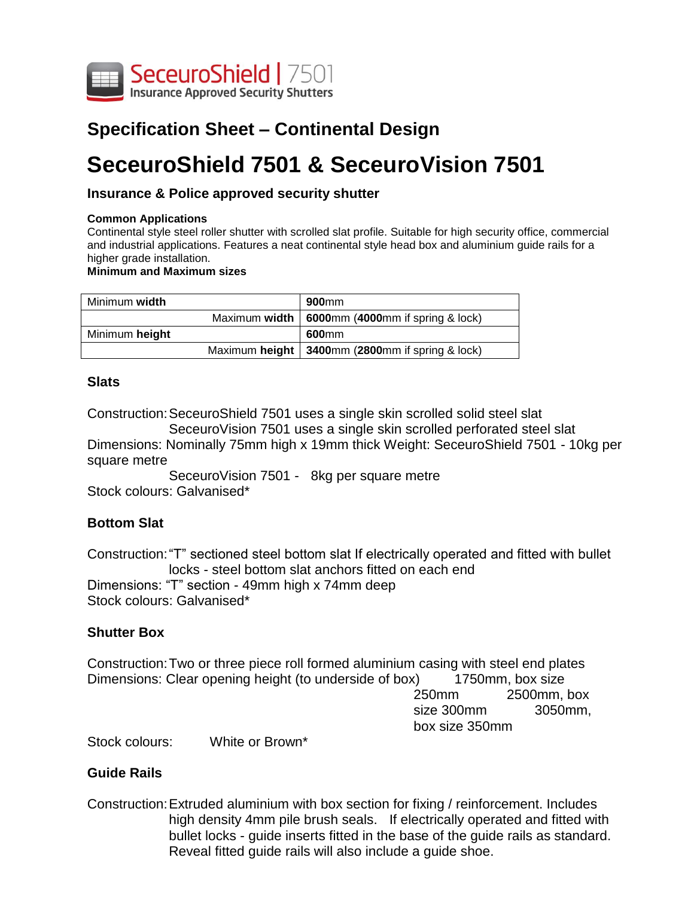SeceuroShield | 7501
Insurance Approved Security Shutters

## Specification Sheet – Continental Design

# SeceuroShield 7501 & SeceuroVision 7501

### Insurance & Police approved security shutter

**Common Applications**
Continental style steel roller shutter with scrolled slat profile. Suitable for high security office, commercial and industrial applications. Features a neat continental style head box and aluminium guide rails for a higher grade installation.
**Minimum and Maximum sizes**

| | |
|---|---|
| Minimum **width** | **900**mm |
| Maximum **width** | **6000**mm (**4000**mm if spring & lock) |
| Minimum **height** | **600**mm |
| Maximum **height** | **3400**mm (**2800**mm if spring & lock) |

### Slats

Construction: SeceuroShield 7501 uses a single skin scrolled solid steel slat
SeceuroVision 7501 uses a single skin scrolled perforated steel slat
Dimensions: Nominally 75mm high x 19mm thick Weight: SeceuroShield 7501 - 10kg per square metre
SeceuroVision 7501 - 8kg per square metre
Stock colours: Galvanised*

### Bottom Slat

Construction: "T" sectioned steel bottom slat If electrically operated and fitted with bullet locks - steel bottom slat anchors fitted on each end
Dimensions: "T" section - 49mm high x 74mm deep
Stock colours: Galvanised*

### Shutter Box

Construction: Two or three piece roll formed aluminium casing with steel end plates
Dimensions: Clear opening height (to underside of box) 1750mm, box size 250mm 2500mm, box size 300mm 3050mm, box size 350mm
Stock colours: White or Brown*

### Guide Rails

Construction: Extruded aluminium with box section for fixing / reinforcement. Includes high density 4mm pile brush seals. If electrically operated and fitted with bullet locks - guide inserts fitted in the base of the guide rails as standard. Reveal fitted guide rails will also include a guide shoe.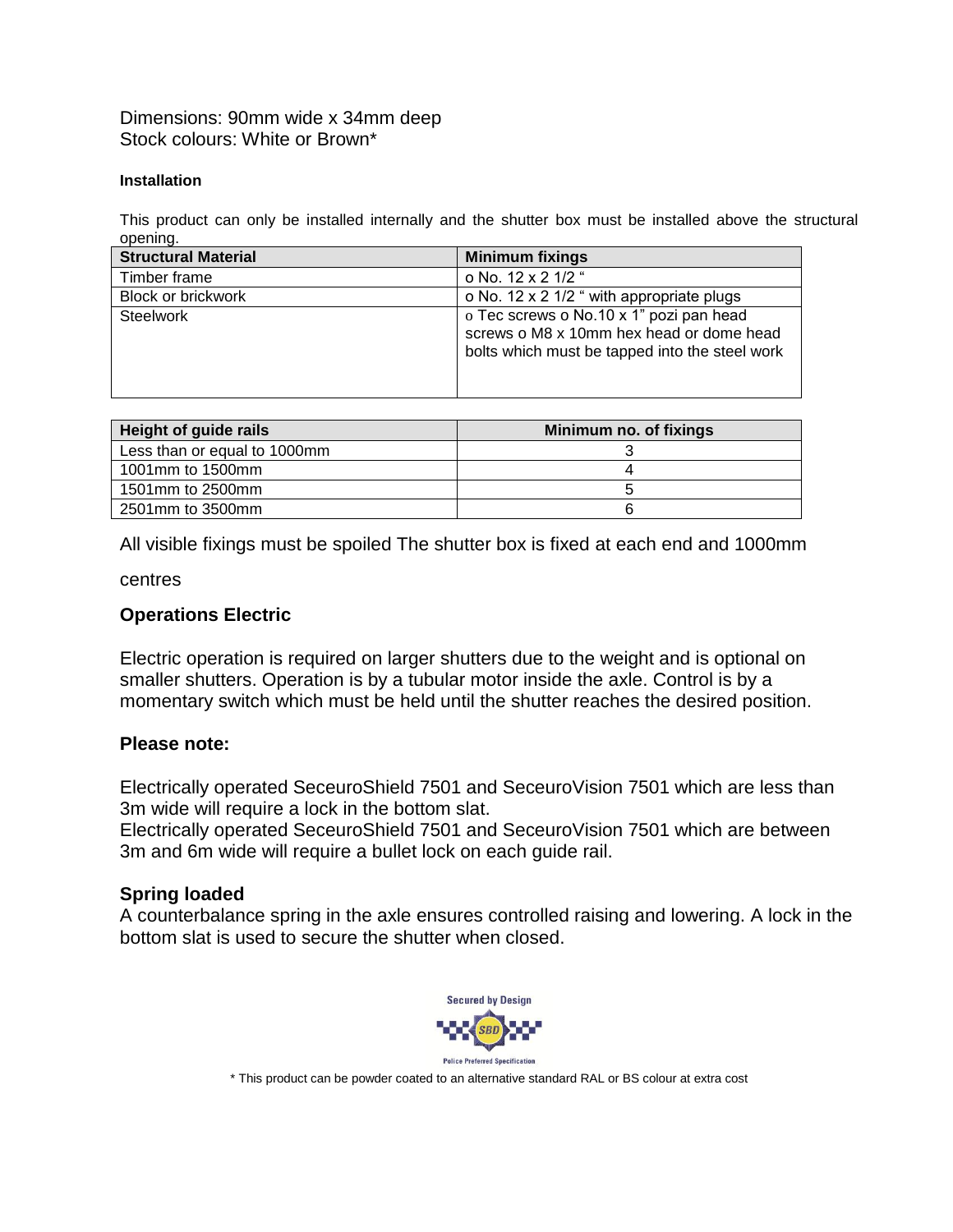Dimensions: 90mm wide x 34mm deep
Stock colours: White or Brown*

#### Installation

This product can only be installed internally and the shutter box must be installed above the structural opening.

| Structural Material | Minimum fixings |
|---|---|
| Timber frame | o No. 12 x 2 1/2 " |
| Block or brickwork | o No. 12 x 2 1/2 " with appropriate plugs |
| Steelwork | o Tec screws o No.10 x 1" pozi pan head screws o M8 x 10mm hex head or dome head bolts which must be tapped into the steel work |

| Height of guide rails | Minimum no. of fixings |
|---|---|
| Less than or equal to 1000mm | 3 |
| 1001mm to 1500mm | 4 |
| 1501mm to 2500mm | 5 |
| 2501mm to 3500mm | 6 |

All visible fixings must be spoiled The shutter box is fixed at each end and 1000mm centres

### Operations Electric

Electric operation is required on larger shutters due to the weight and is optional on smaller shutters. Operation is by a tubular motor inside the axle. Control is by a momentary switch which must be held until the shutter reaches the desired position.

### Please note:

Electrically operated SeceuroShield 7501 and SeceuroVision 7501 which are less than 3m wide will require a lock in the bottom slat.
Electrically operated SeceuroShield 7501 and SeceuroVision 7501 which are between 3m and 6m wide will require a bullet lock on each guide rail.

### Spring loaded

A counterbalance spring in the axle ensures controlled raising and lowering. A lock in the bottom slat is used to secure the shutter when closed.

Secured by Design

SBD

Police Preferred Specification

\* This product can be powder coated to an alternative standard RAL or BS colour at extra cost